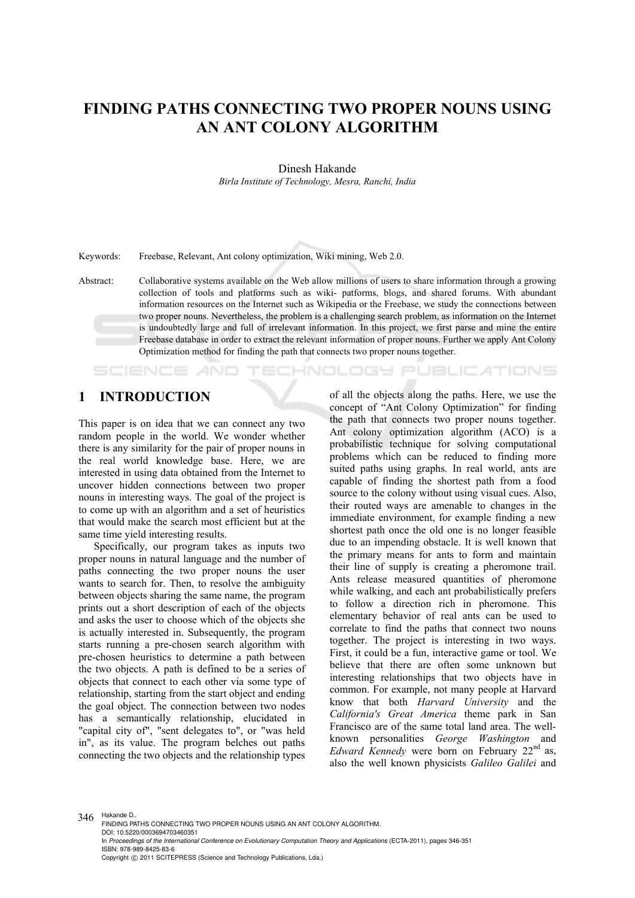# FINDING PATHS CONNECTING TWO PROPER NOUNS USING AN ANT COLONY ALGORITHM

Dinesh Hakande

*Birla Institute of Technology, Mesra, Ranchi, India*

Keywords: Freebase, Relevant, Ant colony optimization, Wiki mining, Web 2.0.

Abstract: Collaborative systems available on the Web allow millions of users to share information through a growing collection of tools and platforms such as wiki- patforms, blogs, and shared forums. With abundant information resources on the Internet such as Wikipedia or the Freebase, we study the connections between two proper nouns. Nevertheless, the problem is a challenging search problem, as information on the Internet is undoubtedly large and full of irrelevant information. In this project, we first parse and mine the entire Freebase database in order to extract the relevant information of proper nouns. Further we apply Ant Colony Optimization method for finding the path that connects two proper nouns together.

## 1 INTRODUCTION

This paper is on idea that we can connect any two random people in the world. We wonder whether there is any similarity for the pair of proper nouns in the real world knowledge base. Here, we are interested in using data obtained from the Internet to uncover hidden connections between two proper nouns in interesting ways. The goal of the project is to come up with an algorithm and a set of heuristics that would make the search most efficient but at the same time yield interesting results.

Specifically, our program takes as inputs two proper nouns in natural language and the number of paths connecting the two proper nouns the user wants to search for. Then, to resolve the ambiguity between objects sharing the same name, the program prints out a short description of each of the objects and asks the user to choose which of the objects she is actually interested in. Subsequently, the program starts running a pre-chosen search algorithm with pre-chosen heuristics to determine a path between the two objects. A path is defined to be a series of objects that connect to each other via some type of relationship, starting from the start object and ending the goal object. The connection between two nodes has a semantically relationship, elucidated in "capital city of", "sent delegates to", or "was held in", as its value. The program belches out paths connecting the two objects and the relationship types of all the objects along the paths. Here, we use the concept of "Ant Colony Optimization" for finding the path that connects two proper nouns together. Ant colony optimization algorithm (ACO) is a probabilistic technique for solving computational problems which can be reduced to finding more suited paths using graphs. In real world, ants are capable of finding the shortest path from a food source to the colony without using visual cues. Also, their routed ways are amenable to changes in the immediate environment, for example finding a new shortest path once the old one is no longer feasible due to an impending obstacle. It is well known that the primary means for ants to form and maintain their line of supply is creating a pheromone trail. Ants release measured quantities of pheromone while walking, and each ant probabilistically prefers to follow a direction rich in pheromone. This elementary behavior of real ants can be used to correlate to find the paths that connect two nouns together. The project is interesting in two ways. First, it could be a fun, interactive game or tool. We believe that there are often some unknown but interesting relationships that two objects have in common. For example, not many people at Harvard know that both *Harvard University* and the *California's Great America* theme park in San Francisco are of the same total land area. The well-known personalities *George Washington* and *Edward Kennedy* were born on February 22[nd] as, also the well known physicists *Galileo Galilei* and

Hakande D..
FINDING PATHS CONNECTING TWO PROPER NOUNS USING AN ANT COLONY ALGORITHM.
DOI: 10.5220/0003694703460351
In *Proceedings of the International Conference on Evolutionary Computation Theory and Applications* (ECTA-2011), pages 346-351
ISBN: 978-989-8425-83-6
Copyright © 2011 SCITEPRESS (Science and Technology Publications, Lda.)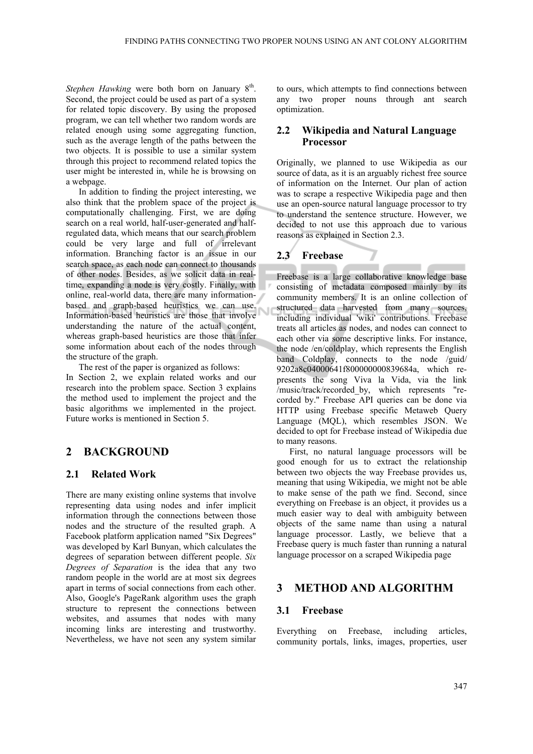*Stephen Hawking* were both born on January 8th. Second, the project could be used as part of a system for related topic discovery. By using the proposed program, we can tell whether two random words are related enough using some aggregating function, such as the average length of the paths between the two objects. It is possible to use a similar system through this project to recommend related topics the user might be interested in, while he is browsing on a webpage.

In addition to finding the project interesting, we also think that the problem space of the project is computationally challenging. First, we are doing search on a real world, half-user-generated and half-regulated data, which means that our search problem could be very large and full of irrelevant information. Branching factor is an issue in our search space, as each node can connect to thousands of other nodes. Besides, as we solicit data in real-time, expanding a node is very costly. Finally, with online, real-world data, there are many information-based and graph-based heuristics we can use. Information-based heuristics are those that involve understanding the nature of the actual content, whereas graph-based heuristics are those that infer some information about each of the nodes through the structure of the graph.

The rest of the paper is organized as follows: In Section 2, we explain related works and our research into the problem space. Section 3 explains the method used to implement the project and the basic algorithms we implemented in the project. Future works is mentioned in Section 5.

## 2 BACKGROUND

### 2.1 Related Work

There are many existing online systems that involve representing data using nodes and infer implicit information through the connections between those nodes and the structure of the resulted graph. A Facebook platform application named "Six Degrees" was developed by Karl Bunyan, which calculates the degrees of separation between different people. *Six Degrees of Separation* is the idea that any two random people in the world are at most six degrees apart in terms of social connections from each other. Also, Google's PageRank algorithm uses the graph structure to represent the connections between websites, and assumes that nodes with many incoming links are interesting and trustworthy. Nevertheless, we have not seen any system similar to ours, which attempts to find connections between any two proper nouns through ant search optimization.

### 2.2 Wikipedia and Natural Language Processor

Originally, we planned to use Wikipedia as our source of data, as it is an arguably richest free source of information on the Internet. Our plan of action was to scrape a respective Wikipedia page and then use an open-source natural language processor to try to understand the sentence structure. However, we decided to not use this approach due to various reasons as explained in Section 2.3.

### 2.3 Freebase

Freebase is a large collaborative knowledge base consisting of metadata composed mainly by its community members. It is an online collection of structured data harvested from many sources, including individual 'wiki' contributions. Freebase treats all articles as nodes, and nodes can connect to each other via some descriptive links. For instance, the node /en/coldplay, which represents the English band Coldplay, connects to the node /guid/9202a8c04000641f800000000839684a, which represents the song Viva la Vida, via the link /music/track/recorded_by, which represents "recorded by." Freebase API queries can be done via HTTP using Freebase specific Metaweb Query Language (MQL), which resembles JSON. We decided to opt for Freebase instead of Wikipedia due to many reasons.

First, no natural language processors will be good enough for us to extract the relationship between two objects the way Freebase provides us, meaning that using Wikipedia, we might not be able to make sense of the path we find. Second, since everything on Freebase is an object, it provides us a much easier way to deal with ambiguity between objects of the same name than using a natural language processor. Lastly, we believe that a Freebase query is much faster than running a natural language processor on a scraped Wikipedia page

## 3 METHOD AND ALGORITHM

### 3.1 Freebase

Everything on Freebase, including articles, community portals, links, images, properties, user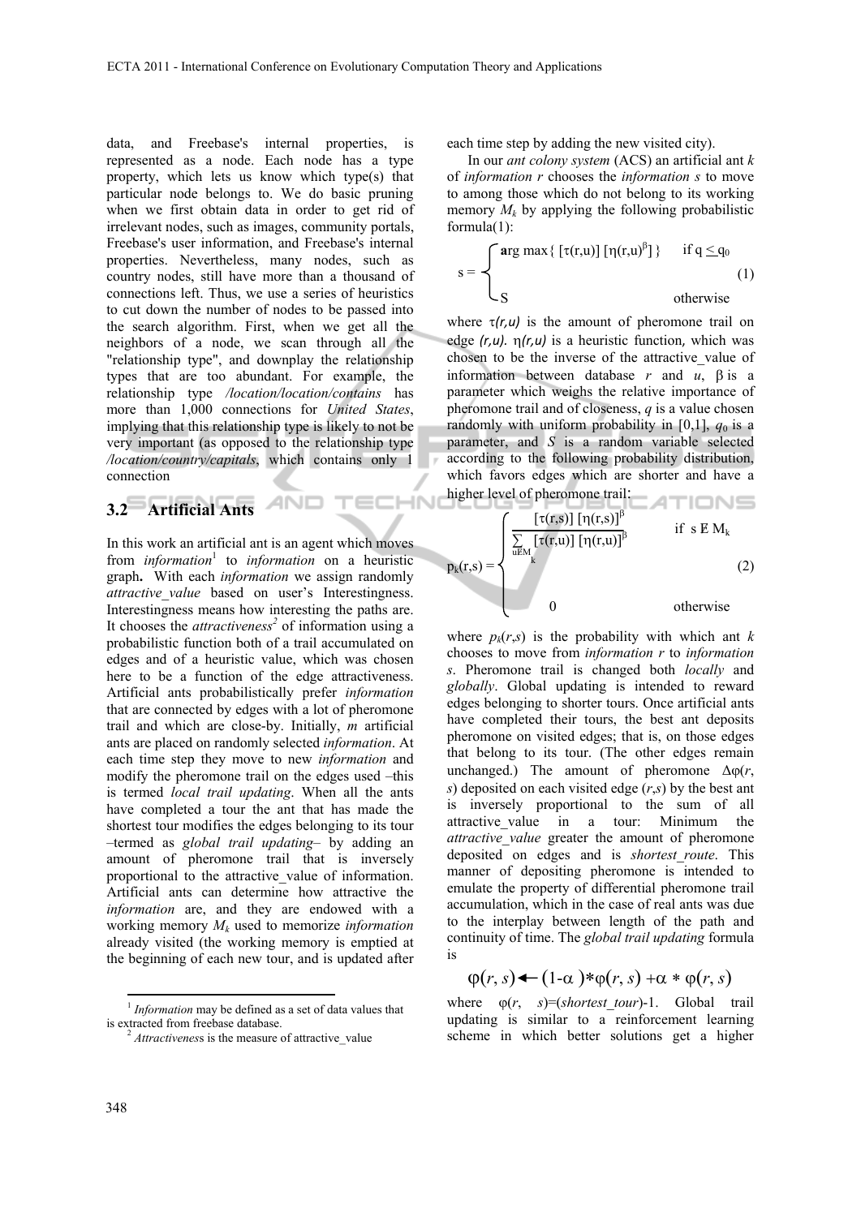data, and Freebase's internal properties, is represented as a node. Each node has a type property, which lets us know which type(s) that particular node belongs to. We do basic pruning when we first obtain data in order to get rid of irrelevant nodes, such as images, community portals, Freebase's user information, and Freebase's internal properties. Nevertheless, many nodes, such as country nodes, still have more than a thousand of connections left. Thus, we use a series of heuristics to cut down the number of nodes to be passed into the search algorithm. First, when we get all the neighbors of a node, we scan through all the "relationship type", and downplay the relationship types that are too abundant. For example, the relationship type */location/location/contains* has more than 1,000 connections for *United States*, implying that this relationship type is likely to not be very important (as opposed to the relationship type */location/country/capitals*, which contains only 1 connection

### 3.2 Artificial Ants

In this work an artificial ant is an agent which moves from *information*[1] to *information* on a heuristic graph**.** With each *information* we assign randomly *attractive_value* based on user's Interestingness. Interestingness means how interesting the paths are. It chooses the *attractiveness*[2] of information using a probabilistic function both of a trail accumulated on edges and of a heuristic value, which was chosen here to be a function of the edge attractiveness. Artificial ants probabilistically prefer *information* that are connected by edges with a lot of pheromone trail and which are close-by. Initially, *m* artificial ants are placed on randomly selected *information*. At each time step they move to new *information* and modify the pheromone trail on the edges used –this is termed *local trail updating*. When all the ants have completed a tour the ant that has made the shortest tour modifies the edges belonging to its tour –termed as *global trail updating*– by adding an amount of pheromone trail that is inversely proportional to the attractive_value of information. Artificial ants can determine how attractive the *information* are, and they are endowed with a working memory $M_k$ used to memorize *information* already visited (the working memory is emptied at the beginning of each new tour, and is updated after each time step by adding the new visited city).

In our *ant colony system* (ACS) an artificial ant *k* of *information r* chooses the *information s* to move to among those which do not belong to its working memory $M_k$ by applying the following probabilistic formula(1):

$$s = \begin{cases} \arg\max\{[\tau(r,u)][\eta(r,u)^{\beta}]\} & \text{if } q \leq q_0 \\ S & \text{otherwise} \end{cases} \quad (1)$$

where $\tau(r,u)$ is the amount of pheromone trail on edge $(r,u)$. $\eta(r,u)$ is a heuristic function, which was chosen to be the inverse of the attractive_value of information between database $r$ and $u$, $\beta$ is a parameter which weighs the relative importance of pheromone trail and of closeness, $q$ is a value chosen randomly with uniform probability in [0,1], $q_0$ is a parameter, and $S$ is a random variable selected according to the following probability distribution, which favors edges which are shorter and have a higher level of pheromone trail:

$$p_k(r,s) = \begin{cases} \dfrac{[\tau(r,s)]\,[\eta(r,s)]^{\beta}}{\sum_{u \notin M_k} [\tau(r,u)]\,[\eta(r,u)]^{\beta}} & \text{if } s \notin M_k \\ 0 & \text{otherwise} \end{cases} \quad (2)$$

where $p_k(r,s)$ is the probability with which ant $k$ chooses to move from *information r* to *information s*. Pheromone trail is changed both *locally* and *globally*. Global updating is intended to reward edges belonging to shorter tours. Once artificial ants have completed their tours, the best ant deposits pheromone on visited edges; that is, on those edges that belong to its tour. (The other edges remain unchanged.) The amount of pheromone $\Delta\varphi(r,s)$ deposited on each visited edge $(r,s)$ by the best ant is inversely proportional to the sum of all attractive_value in a tour: Minimum the *attractive_value* greater the amount of pheromone deposited on edges and is *shortest_route*. This manner of depositing pheromone is intended to emulate the property of differential pheromone trail accumulation, which in the case of real ants was due to the interplay between length of the path and continuity of time. The *global trail updating* formula is

$$\varphi(r,s) \leftarrow (1-\alpha) * \varphi(r,s) + \alpha * \varphi(r,s)$$

where $\varphi(r,s) = (shortest\_tour)^{-1}$. Global trail updating is similar to a reinforcement learning scheme in which better solutions get a higher

[1] *Information* may be defined as a set of data values that is extracted from freebase database.

[2] *Attractiveness* is the measure of attractive_value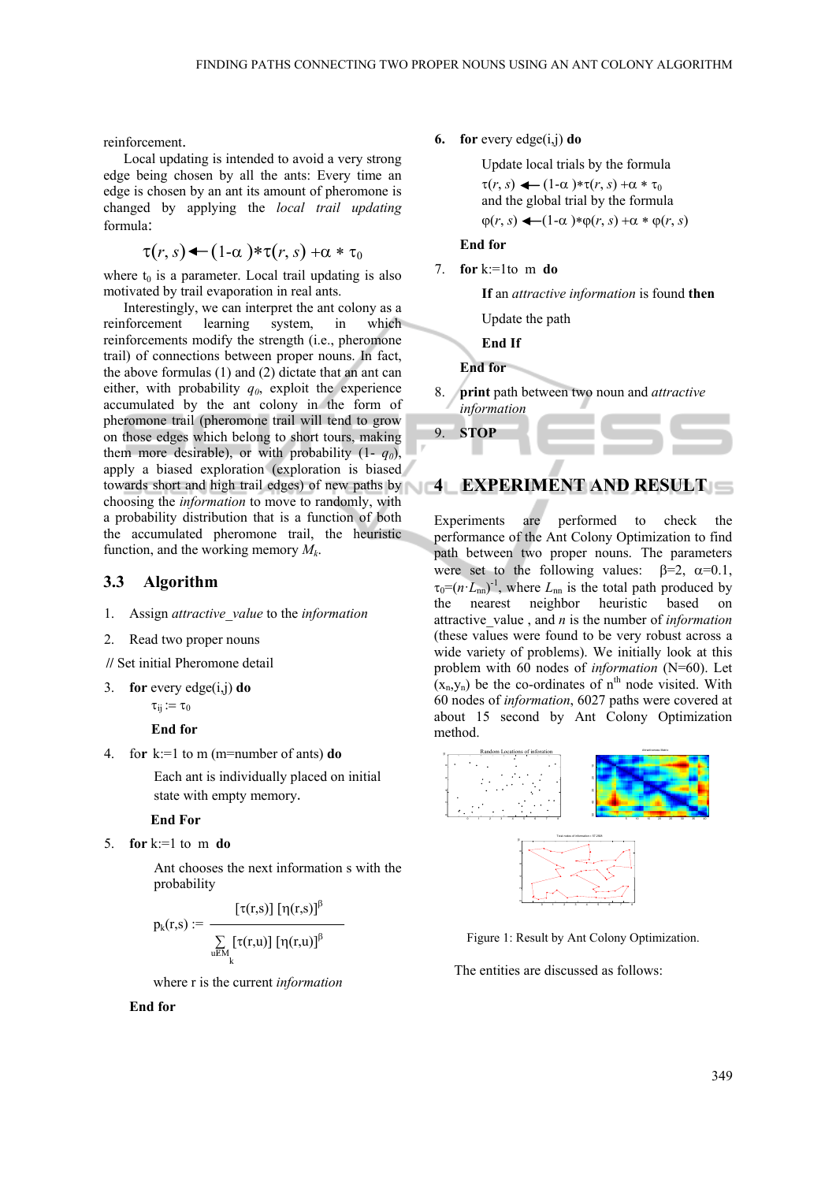reinforcement.

Local updating is intended to avoid a very strong edge being chosen by all the ants: Every time an edge is chosen by an ant its amount of pheromone is changed by applying the *local trail updating* formula:

$$\tau(r, s) \leftarrow (1\text{-}\alpha)*\tau(r, s) + \alpha * \tau_0$$

where $t_0$ is a parameter. Local trail updating is also motivated by trail evaporation in real ants.

Interestingly, we can interpret the ant colony as a reinforcement learning system, in which reinforcements modify the strength (i.e., pheromone trail) of connections between proper nouns. In fact, the above formulas (1) and (2) dictate that an ant can either, with probability $q_0$, exploit the experience accumulated by the ant colony in the form of pheromone trail (pheromone trail will tend to grow on those edges which belong to short tours, making them more desirable), or with probability $(1\text{-}\ q_0)$, apply a biased exploration (exploration is biased towards short and high trail edges) of new paths by choosing the *information* to move to randomly, with a probability distribution that is a function of both the accumulated pheromone trail, the heuristic function, and the working memory $M_k$.

### 3.3 Algorithm

1. Assign *attractive_value* to the *information*
2. Read two proper nouns

// Set initial Pheromone detail

3. **for** every edge(i,j) **do**

   $\tau_{ij} := \tau_0$

   **End for**

4. for k:=1 to m (m=number of ants) **do**

   Each ant is individually placed on initial state with empty memory.

   **End For**

5. **for** k:=1 to m **do**

   Ant chooses the next information s with the probability

$$p_k(r,s) := \frac{[\tau(r,s)]\,[\eta(r,s)]^{\beta}}{\sum_{u \in M_k} [\tau(r,u)]\,[\eta(r,u)]^{\beta}}$$

   where r is the current *information*

   **End for**

6. **for** every edge(i,j) **do**

   Update local trials by the formula

   $\tau(r, s) \leftarrow (1\text{-}\alpha)*\tau(r, s) + \alpha * \tau_0$

   and the global trial by the formula

   $\varphi(r, s) \leftarrow (1\text{-}\alpha)*\varphi(r, s) + \alpha * \varphi(r, s)$

   **End for**

7. **for** k:=1to m **do**

   **If** an *attractive information* is found **then**

   Update the path

   **End If**

   **End for**

8. **print** path between two noun and *attractive information*
9. **STOP**

## 4 EXPERIMENT AND RESULT

Experiments are performed to check the performance of the Ant Colony Optimization to find path between two proper nouns. The parameters were set to the following values: $\beta=2$, $\alpha=0.1$, $\tau_0=(n \cdot L_{nn})^{-1}$, where $L_{nn}$ is the total path produced by the nearest neighbor heuristic based on attractive_value , and $n$ is the number of *information* (these values were found to be very robust across a wide variety of problems). We initially look at this problem with 60 nodes of *information* (N=60). Let $(x_n,y_n)$ be the co-ordinates of $n^{th}$ node visited. With 60 nodes of *information*, 6027 paths were covered at about 15 second by Ant Colony Optimization method.

Figure 1: Result by Ant Colony Optimization.

The entities are discussed as follows: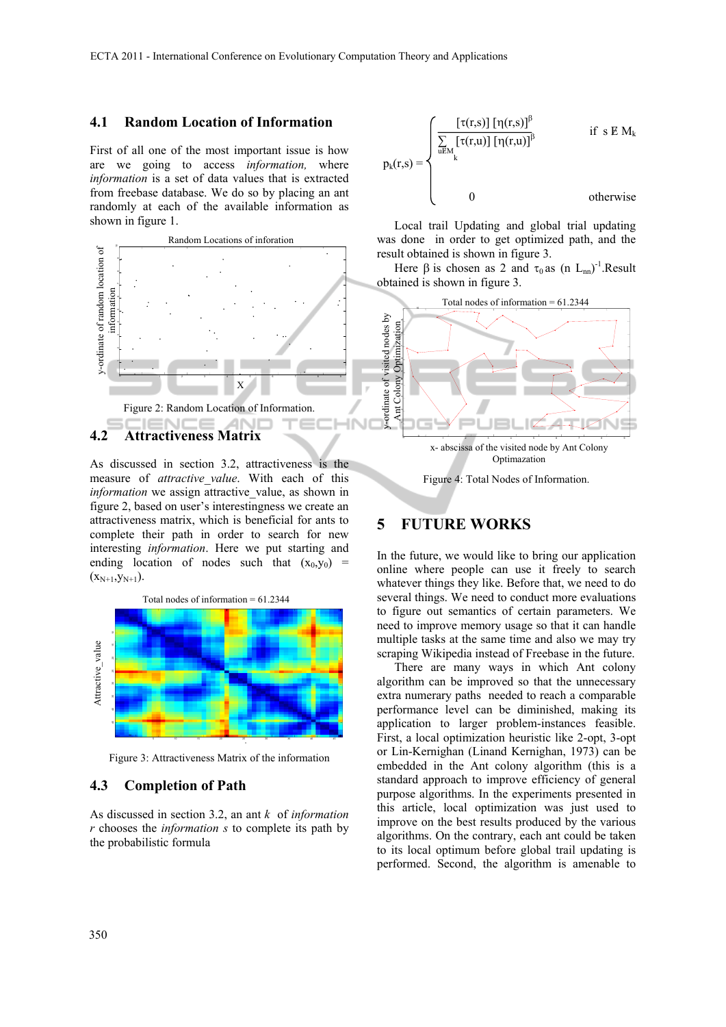## 4.1 Random Location of Information

First of all one of the most important issue is how are we going to access *information,* where *information* is a set of data values that is extracted from freebase database. We do so by placing an ant randomly at each of the available information as shown in figure 1.

Figure 2: Random Location of Information.

## 4.2 Attractiveness Matrix

As discussed in section 3.2, attractiveness is the measure of *attractive_value*. With each of this *information* we assign attractive_value, as shown in figure 2, based on user's interestingness we create an attractiveness matrix, which is beneficial for ants to complete their path in order to search for new interesting *information*. Here we put starting and ending location of nodes such that $(x_0,y_0)$ = $(x_{N+1},y_{N+1})$.

Figure 3: Attractiveness Matrix of the information

## 4.3 Completion of Path

As discussed in section 3.2, an ant *k* of *information r* chooses the *information s* to complete its path by the probabilistic formula

$$p_k(r,s) = \begin{cases} \dfrac{[\tau(r,s)]\,[\eta(r,s)]^{\beta}}{\sum_{u \in M_k} [\tau(r,u)]\,[\eta(r,u)]^{\beta}} & \text{if } s \in M_k \\ 0 & \text{otherwise} \end{cases}$$

Local trail Updating and global trial updating was done in order to get optimized path, and the result obtained is shown in figure 3.

Here β is chosen as 2 and $\tau_0$ as $(n\ L_{nn})^{-1}$.Result obtained is shown in figure 3.

Figure 4: Total Nodes of Information.

# 5 FUTURE WORKS

In the future, we would like to bring our application online where people can use it freely to search whatever things they like. Before that, we need to do several things. We need to conduct more evaluations to figure out semantics of certain parameters. We need to improve memory usage so that it can handle multiple tasks at the same time and also we may try scraping Wikipedia instead of Freebase in the future.

There are many ways in which Ant colony algorithm can be improved so that the unnecessary extra numerary paths needed to reach a comparable performance level can be diminished, making its application to larger problem-instances feasible. First, a local optimization heuristic like 2-opt, 3-opt or Lin-Kernighan (Linand Kernighan, 1973) can be embedded in the Ant colony algorithm (this is a standard approach to improve efficiency of general purpose algorithms. In the experiments presented in this article, local optimization was just used to improve on the best results produced by the various algorithms. On the contrary, each ant could be taken to its local optimum before global trail updating is performed. Second, the algorithm is amenable to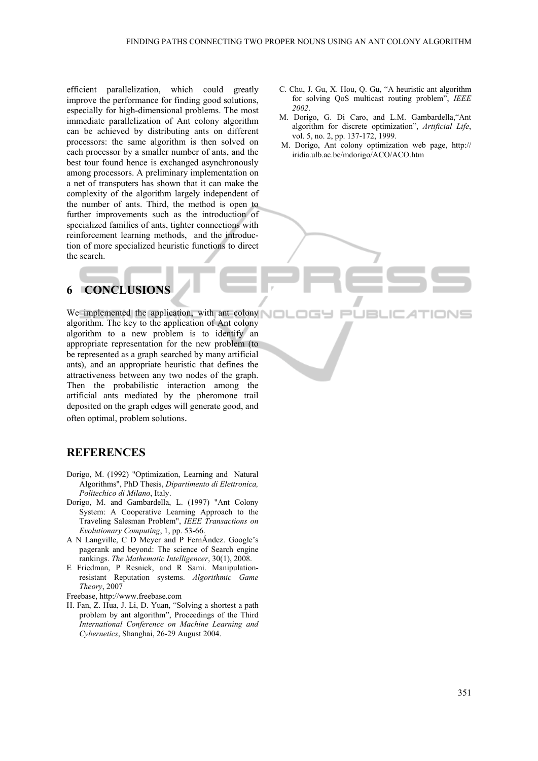efficient parallelization, which could greatly improve the performance for finding good solutions, especially for high-dimensional problems. The most immediate parallelization of Ant colony algorithm can be achieved by distributing ants on different processors: the same algorithm is then solved on each processor by a smaller number of ants, and the best tour found hence is exchanged asynchronously among processors. A preliminary implementation on a net of transputers has shown that it can make the complexity of the algorithm largely independent of the number of ants. Third, the method is open to further improvements such as the introduction of specialized families of ants, tighter connections with reinforcement learning methods, and the introduction of more specialized heuristic functions to direct the search.

## 6 CONCLUSIONS

We implemented the application, with ant colony algorithm. The key to the application of Ant colony algorithm to a new problem is to identify an appropriate representation for the new problem (to be represented as a graph searched by many artificial ants), and an appropriate heuristic that defines the attractiveness between any two nodes of the graph. Then the probabilistic interaction among the artificial ants mediated by the pheromone trail deposited on the graph edges will generate good, and often optimal, problem solutions.

## REFERENCES

Dorigo, M. (1992) "Optimization, Learning and Natural Algorithms", PhD Thesis, *Dipartimento di Elettronica, Politechico di Milano*, Italy.

Dorigo, M. and Gambardella, L. (1997) "Ant Colony System: A Cooperative Learning Approach to the Traveling Salesman Problem", *IEEE Transactions on Evolutionary Computing*, 1, pp. 53-66.

A N Langville, C D Meyer and P FernÁndez. Google's pagerank and beyond: The science of Search engine rankings. *The Mathematic Intelligencer*, 30(1), 2008.

E Friedman, P Resnick, and R Sami. Manipulation-resistant Reputation systems. *Algorithmic Game Theory*, 2007

Freebase, http://www.freebase.com

H. Fan, Z. Hua, J. Li, D. Yuan, "Solving a shortest a path problem by ant algorithm", Proceedings of the Third *International Conference on Machine Learning and Cybernetics*, Shanghai, 26-29 August 2004.

C. Chu, J. Gu, X. Hou, Q. Gu, "A heuristic ant algorithm for solving QoS multicast routing problem", *IEEE 2002*.

M. Dorigo, G. Di Caro, and L.M. Gambardella,"Ant algorithm for discrete optimization", *Artificial Life*, vol. 5, no. 2, pp. 137-172, 1999.

M. Dorigo, Ant colony optimization web page, http://iridia.ulb.ac.be/mdorigo/ACO/ACO.htm